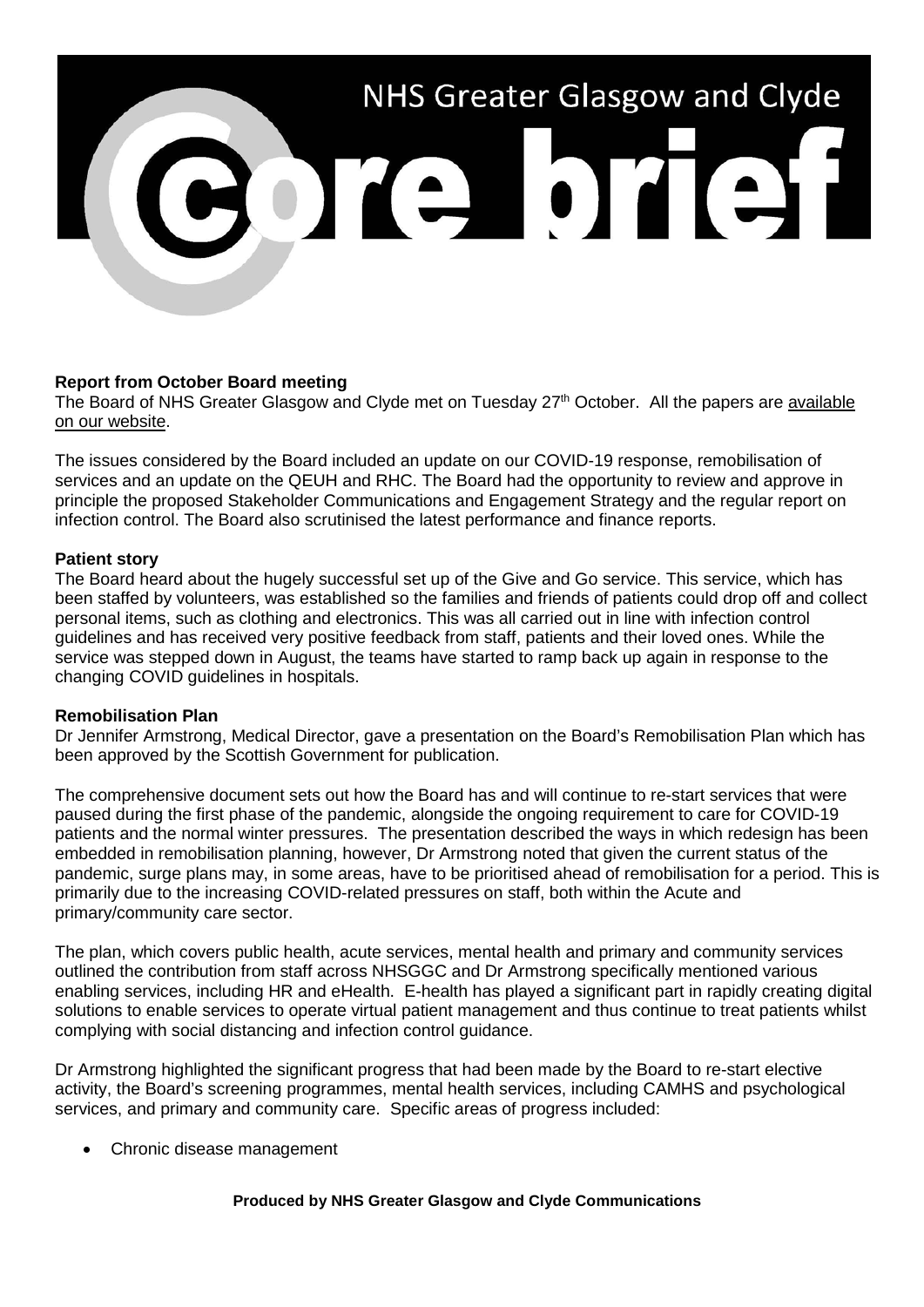# NHS Greater Glasgow and Clyde

# Core brief

**Report from October Board meeting**

The Board of NHS Greater Glasgow and Clyde met on Tuesday 27th October. All the papers are available on our website.

The issues considered by the Board included an update on our COVID-19 response, remobilisation of services and an update on the QEUH and RHC. The Board had the opportunity to review and approve in principle the proposed Stakeholder Communications and Engagement Strategy and the regular report on infection control. The Board also scrutinised the latest performance and finance reports.

**Patient story**

The Board heard about the hugely successful set up of the Give and Go service. This service, which has been staffed by volunteers, was established so the families and friends of patients could drop off and collect personal items, such as clothing and electronics. This was all carried out in line with infection control guidelines and has received very positive feedback from staff, patients and their loved ones. While the service was stepped down in August, the teams have started to ramp back up again in response to the changing COVID guidelines in hospitals.

**Remobilisation Plan**

Dr Jennifer Armstrong, Medical Director, gave a presentation on the Board's Remobilisation Plan which has been approved by the Scottish Government for publication.

The comprehensive document sets out how the Board has and will continue to re-start services that were paused during the first phase of the pandemic, alongside the ongoing requirement to care for COVID-19 patients and the normal winter pressures. The presentation described the ways in which redesign has been embedded in remobilisation planning, however, Dr Armstrong noted that given the current status of the pandemic, surge plans may, in some areas, have to be prioritised ahead of remobilisation for a period. This is primarily due to the increasing COVID-related pressures on staff, both within the Acute and primary/community care sector.

The plan, which covers public health, acute services, mental health and primary and community services outlined the contribution from staff across NHSGGC and Dr Armstrong specifically mentioned various enabling services, including HR and eHealth. E-health has played a significant part in rapidly creating digital solutions to enable services to operate virtual patient management and thus continue to treat patients whilst complying with social distancing and infection control guidance.

Dr Armstrong highlighted the significant progress that had been made by the Board to re-start elective activity, the Board's screening programmes, mental health services, including CAMHS and psychological services, and primary and community care. Specific areas of progress included:

- Chronic disease management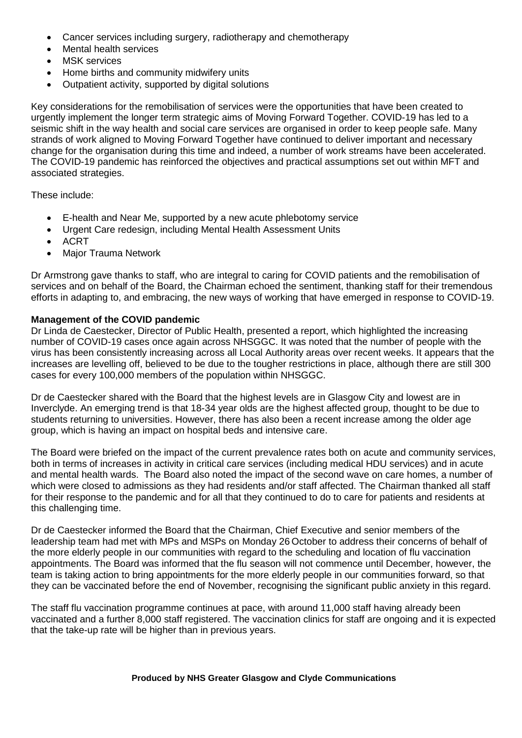- Cancer services including surgery, radiotherapy and chemotherapy
- Mental health services
- MSK services
- Home births and community midwifery units
- Outpatient activity, supported by digital solutions

Key considerations for the remobilisation of services were the opportunities that have been created to urgently implement the longer term strategic aims of Moving Forward Together. COVID-19 has led to a seismic shift in the way health and social care services are organised in order to keep people safe. Many strands of work aligned to Moving Forward Together have continued to deliver important and necessary change for the organisation during this time and indeed, a number of work streams have been accelerated. The COVID-19 pandemic has reinforced the objectives and practical assumptions set out within MFT and associated strategies.

These include:

- E-health and Near Me, supported by a new acute phlebotomy service
- Urgent Care redesign, including Mental Health Assessment Units
- ACRT
- Major Trauma Network

Dr Armstrong gave thanks to staff, who are integral to caring for COVID patients and the remobilisation of services and on behalf of the Board, the Chairman echoed the sentiment, thanking staff for their tremendous efforts in adapting to, and embracing, the new ways of working that have emerged in response to COVID-19.

**Management of the COVID pandemic**

Dr Linda de Caestecker, Director of Public Health, presented a report, which highlighted the increasing number of COVID-19 cases once again across NHSGGC. It was noted that the number of people with the virus has been consistently increasing across all Local Authority areas over recent weeks. It appears that the increases are levelling off, believed to be due to the tougher restrictions in place, although there are still 300 cases for every 100,000 members of the population within NHSGGC.

Dr de Caestecker shared with the Board that the highest levels are in Glasgow City and lowest are in Inverclyde. An emerging trend is that 18-34 year olds are the highest affected group, thought to be due to students returning to universities. However, there has also been a recent increase among the older age group, which is having an impact on hospital beds and intensive care.

The Board were briefed on the impact of the current prevalence rates both on acute and community services, both in terms of increases in activity in critical care services (including medical HDU services) and in acute and mental health wards. The Board also noted the impact of the second wave on care homes, a number of which were closed to admissions as they had residents and/or staff affected. The Chairman thanked all staff for their response to the pandemic and for all that they continued to do to care for patients and residents at this challenging time.

Dr de Caestecker informed the Board that the Chairman, Chief Executive and senior members of the leadership team had met with MPs and MSPs on Monday 26 October to address their concerns of behalf of the more elderly people in our communities with regard to the scheduling and location of flu vaccination appointments. The Board was informed that the flu season will not commence until December, however, the team is taking action to bring appointments for the more elderly people in our communities forward, so that they can be vaccinated before the end of November, recognising the significant public anxiety in this regard.

The staff flu vaccination programme continues at pace, with around 11,000 staff having already been vaccinated and a further 8,000 staff registered. The vaccination clinics for staff are ongoing and it is expected that the take-up rate will be higher than in previous years.

**Produced by NHS Greater Glasgow and Clyde Communications**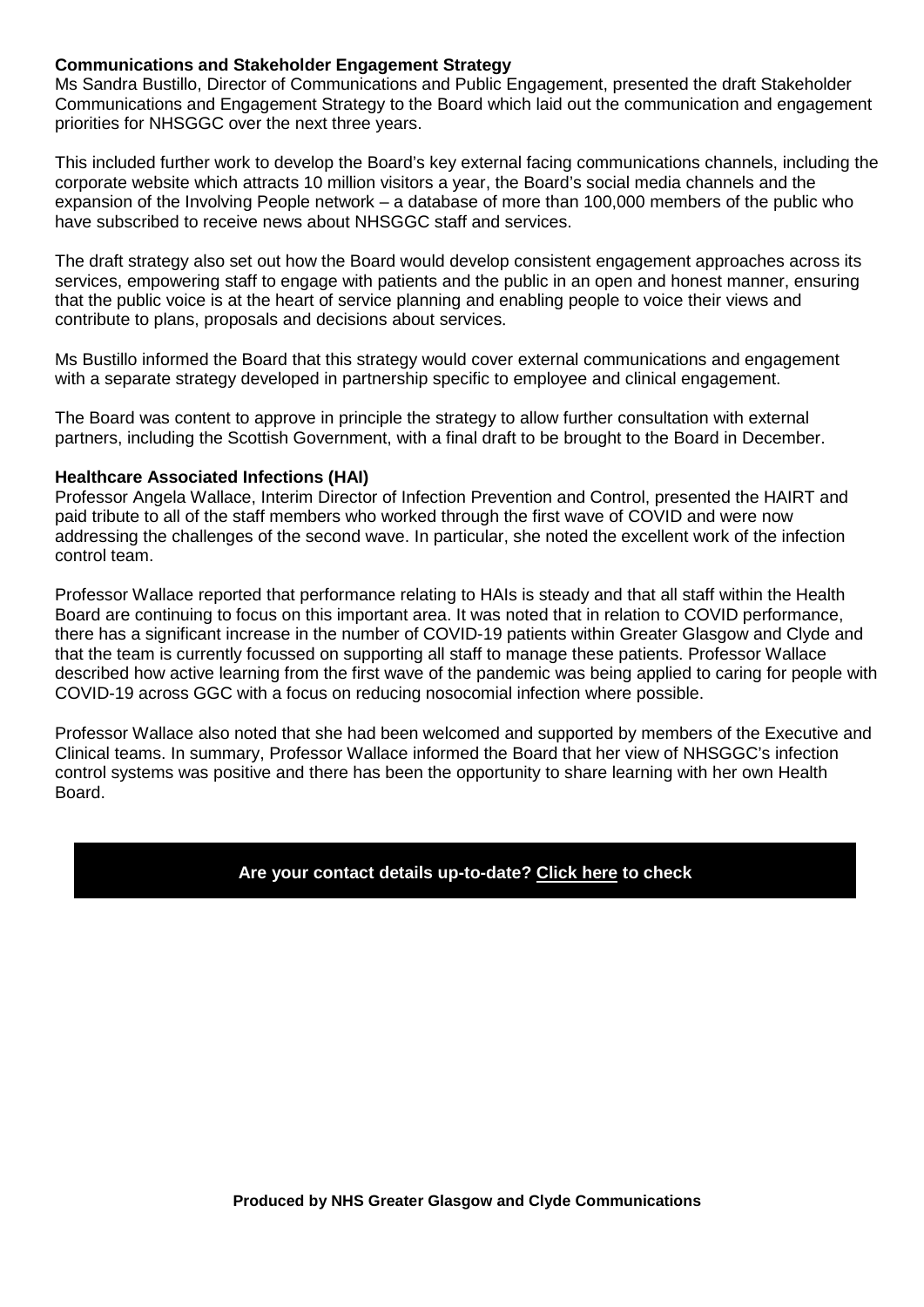**Communications and Stakeholder Engagement Strategy**

Ms Sandra Bustillo, Director of Communications and Public Engagement, presented the draft Stakeholder Communications and Engagement Strategy to the Board which laid out the communication and engagement priorities for NHSGGC over the next three years.

This included further work to develop the Board's key external facing communications channels, including the corporate website which attracts 10 million visitors a year, the Board's social media channels and the expansion of the Involving People network – a database of more than 100,000 members of the public who have subscribed to receive news about NHSGGC staff and services.

The draft strategy also set out how the Board would develop consistent engagement approaches across its services, empowering staff to engage with patients and the public in an open and honest manner, ensuring that the public voice is at the heart of service planning and enabling people to voice their views and contribute to plans, proposals and decisions about services.

Ms Bustillo informed the Board that this strategy would cover external communications and engagement with a separate strategy developed in partnership specific to employee and clinical engagement.

The Board was content to approve in principle the strategy to allow further consultation with external partners, including the Scottish Government, with a final draft to be brought to the Board in December.

**Healthcare Associated Infections (HAI)**

Professor Angela Wallace, Interim Director of Infection Prevention and Control, presented the HAIRT and paid tribute to all of the staff members who worked through the first wave of COVID and were now addressing the challenges of the second wave. In particular, she noted the excellent work of the infection control team.

Professor Wallace reported that performance relating to HAIs is steady and that all staff within the Health Board are continuing to focus on this important area. It was noted that in relation to COVID performance, there has a significant increase in the number of COVID-19 patients within Greater Glasgow and Clyde and that the team is currently focussed on supporting all staff to manage these patients. Professor Wallace described how active learning from the first wave of the pandemic was being applied to caring for people with COVID-19 across GGC with a focus on reducing nosocomial infection where possible.

Professor Wallace also noted that she had been welcomed and supported by members of the Executive and Clinical teams. In summary, Professor Wallace informed the Board that her view of NHSGGC's infection control systems was positive and there has been the opportunity to share learning with her own Health Board.

**Are your contact details up-to-date? Click here to check**

**Produced by NHS Greater Glasgow and Clyde Communications**